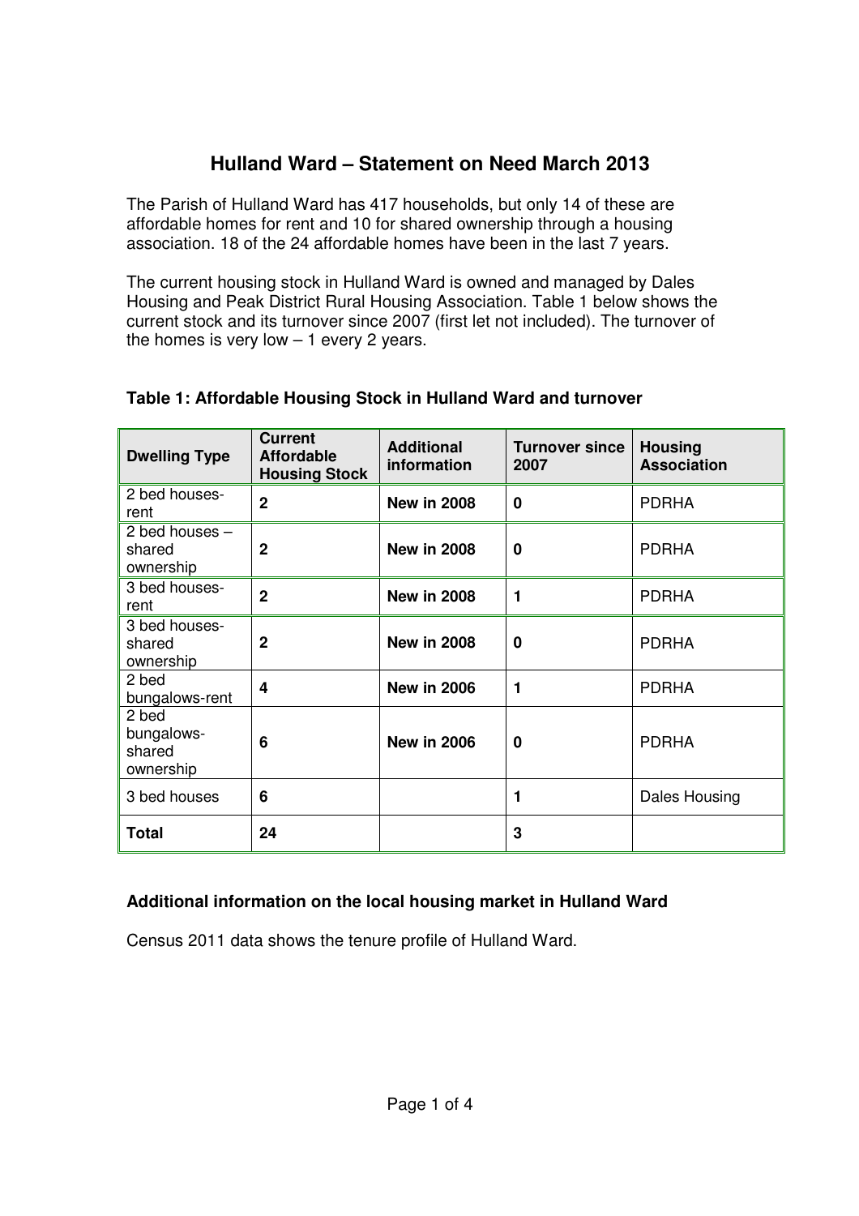# Hulland Ward – Statement on Need March 2013

The Parish of Hulland Ward has 417 households, but only 14 of these are affordable homes for rent and 10 for shared ownership through a housing association. 18 of the 24 affordable homes have been in the last 7 years.

The current housing stock in Hulland Ward is owned and managed by Dales Housing and Peak District Rural Housing Association. Table 1 below shows the current stock and its turnover since 2007 (first let not included). The turnover of the homes is very low – 1 every 2 years.

**Table 1: Affordable Housing Stock in Hulland Ward and turnover**

| Dwelling Type | Current Affordable Housing Stock | Additional information | Turnover since 2007 | Housing Association |
|---|---|---|---|---|
| 2 bed houses-rent | **2** | **New in 2008** | **0** | PDRHA |
| 2 bed houses – shared ownership | **2** | **New in 2008** | **0** | PDRHA |
| 3 bed houses-rent | **2** | **New in 2008** | **1** | PDRHA |
| 3 bed houses-shared ownership | **2** | **New in 2008** | **0** | PDRHA |
| 2 bed bungalows-rent | **4** | **New in 2006** | **1** | PDRHA |
| 2 bed bungalows-shared ownership | **6** | **New in 2006** | **0** | PDRHA |
| 3 bed houses | **6** | | **1** | Dales Housing |
| **Total** | **24** | | **3** | |

### Additional information on the local housing market in Hulland Ward

Census 2011 data shows the tenure profile of Hulland Ward.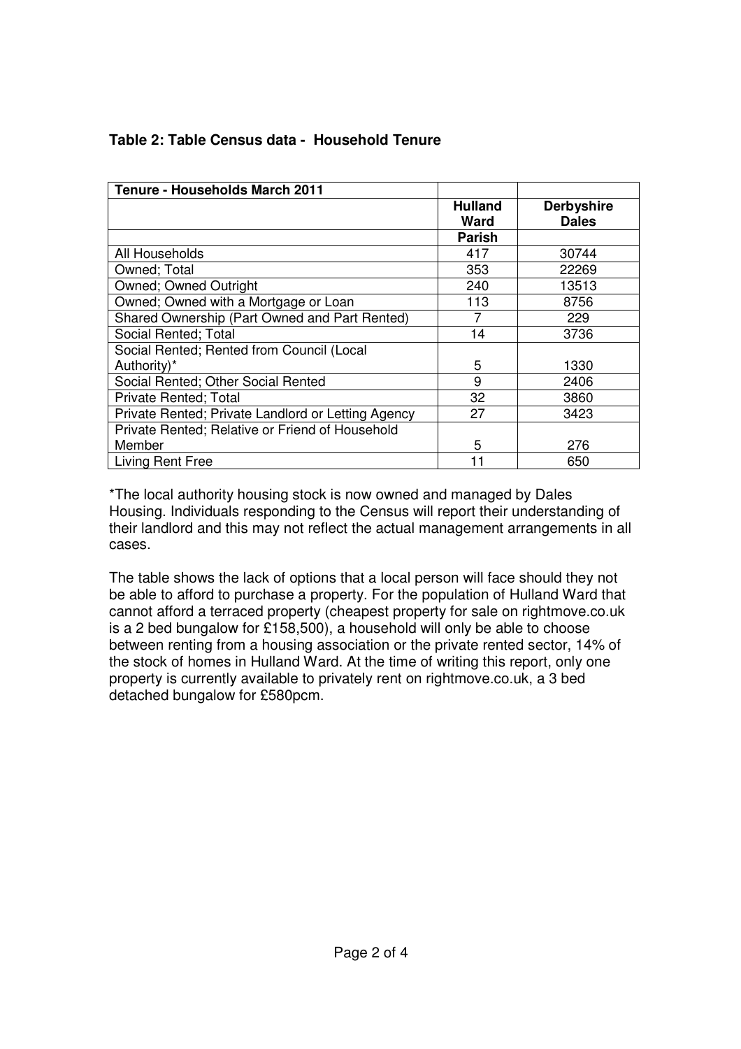**Table 2: Table Census data - Household Tenure**

| Tenure - Households March 2011 | | |
|---|---|---|
| | Hulland Ward | Derbyshire Dales |
| | Parish | |
| All Households | 417 | 30744 |
| Owned; Total | 353 | 22269 |
| Owned; Owned Outright | 240 | 13513 |
| Owned; Owned with a Mortgage or Loan | 113 | 8756 |
| Shared Ownership (Part Owned and Part Rented) | 7 | 229 |
| Social Rented; Total | 14 | 3736 |
| Social Rented; Rented from Council (Local Authority)* | 5 | 1330 |
| Social Rented; Other Social Rented | 9 | 2406 |
| Private Rented; Total | 32 | 3860 |
| Private Rented; Private Landlord or Letting Agency | 27 | 3423 |
| Private Rented; Relative or Friend of Household Member | 5 | 276 |
| Living Rent Free | 11 | 650 |

*The local authority housing stock is now owned and managed by Dales Housing. Individuals responding to the Census will report their understanding of their landlord and this may not reflect the actual management arrangements in all cases.

The table shows the lack of options that a local person will face should they not be able to afford to purchase a property. For the population of Hulland Ward that cannot afford a terraced property (cheapest property for sale on rightmove.co.uk is a 2 bed bungalow for £158,500), a household will only be able to choose between renting from a housing association or the private rented sector, 14% of the stock of homes in Hulland Ward. At the time of writing this report, only one property is currently available to privately rent on rightmove.co.uk, a 3 bed detached bungalow for £580pcm.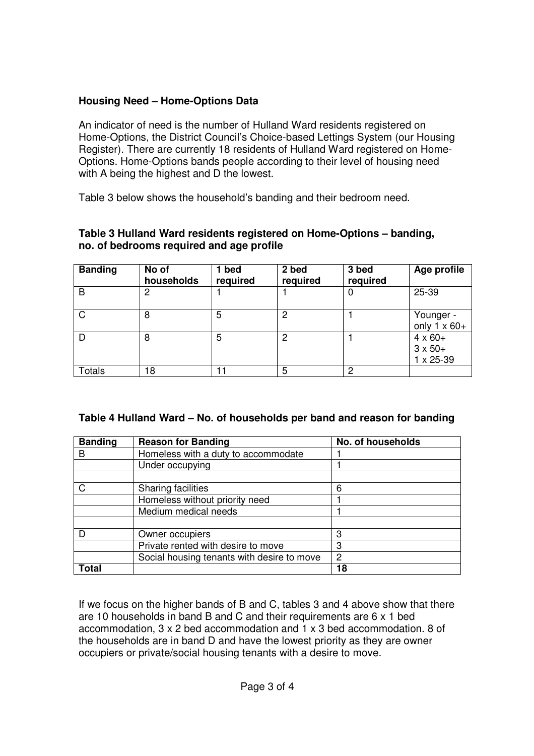**Housing Need – Home-Options Data**

An indicator of need is the number of Hulland Ward residents registered on Home-Options, the District Council's Choice-based Lettings System (our Housing Register). There are currently 18 residents of Hulland Ward registered on Home-Options. Home-Options bands people according to their level of housing need with A being the highest and D the lowest.

Table 3 below shows the household's banding and their bedroom need.

**Table 3 Hulland Ward residents registered on Home-Options – banding, no. of bedrooms required and age profile**

| Banding | No of households | 1 bed required | 2 bed required | 3 bed required | Age profile |
|---|---|---|---|---|---|
| B | 2 | 1 | 1 | 0 | 25-39 |
| C | 8 | 5 | 2 | 1 | Younger - only 1 x 60+ |
| D | 8 | 5 | 2 | 1 | 4 x 60+<br>3 x 50+<br>1 x 25-39 |
| Totals | 18 | 11 | 5 | 2 | |

**Table 4 Hulland Ward – No. of households per band and reason for banding**

| Banding | Reason for Banding | No. of households |
|---|---|---|
| B | Homeless with a duty to accommodate | 1 |
| | Under occupying | 1 |
| | | |
| C | Sharing facilities | 6 |
| | Homeless without priority need | 1 |
| | Medium medical needs | 1 |
| | | |
| D | Owner occupiers | 3 |
| | Private rented with desire to move | 3 |
| | Social housing tenants with desire to move | 2 |
| **Total** | | **18** |

If we focus on the higher bands of B and C, tables 3 and 4 above show that there are 10 households in band B and C and their requirements are 6 x 1 bed accommodation, 3 x 2 bed accommodation and 1 x 3 bed accommodation. 8 of the households are in band D and have the lowest priority as they are owner occupiers or private/social housing tenants with a desire to move.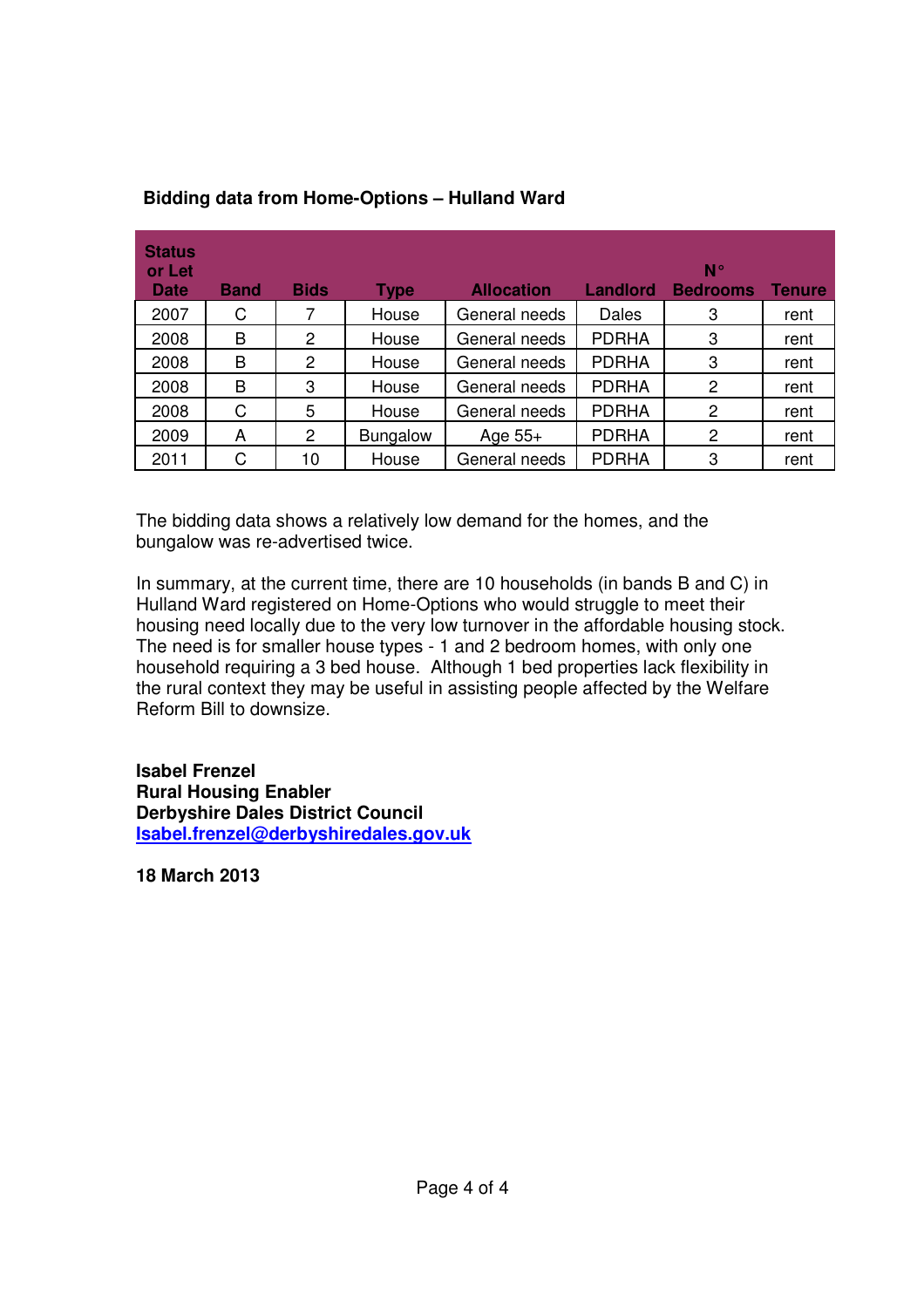**Bidding data from Home-Options – Hulland Ward**

| Status or Let Date | Band | Bids | Type | Allocation | Landlord | N° Bedrooms | Tenure |
|---|---|---|---|---|---|---|---|
| 2007 | C | 7 | House | General needs | Dales | 3 | rent |
| 2008 | B | 2 | House | General needs | PDRHA | 3 | rent |
| 2008 | B | 2 | House | General needs | PDRHA | 3 | rent |
| 2008 | B | 3 | House | General needs | PDRHA | 2 | rent |
| 2008 | C | 5 | House | General needs | PDRHA | 2 | rent |
| 2009 | A | 2 | Bungalow | Age 55+ | PDRHA | 2 | rent |
| 2011 | C | 10 | House | General needs | PDRHA | 3 | rent |

The bidding data shows a relatively low demand for the homes, and the bungalow was re-advertised twice.

In summary, at the current time, there are 10 households (in bands B and C) in Hulland Ward registered on Home-Options who would struggle to meet their housing need locally due to the very low turnover in the affordable housing stock. The need is for smaller house types - 1 and 2 bedroom homes, with only one household requiring a 3 bed house. Although 1 bed properties lack flexibility in the rural context they may be useful in assisting people affected by the Welfare Reform Bill to downsize.

**Isabel Frenzel**
**Rural Housing Enabler**
**Derbyshire Dales District Council**
**Isabel.frenzel@derbyshiredales.gov.uk**

**18 March 2013**